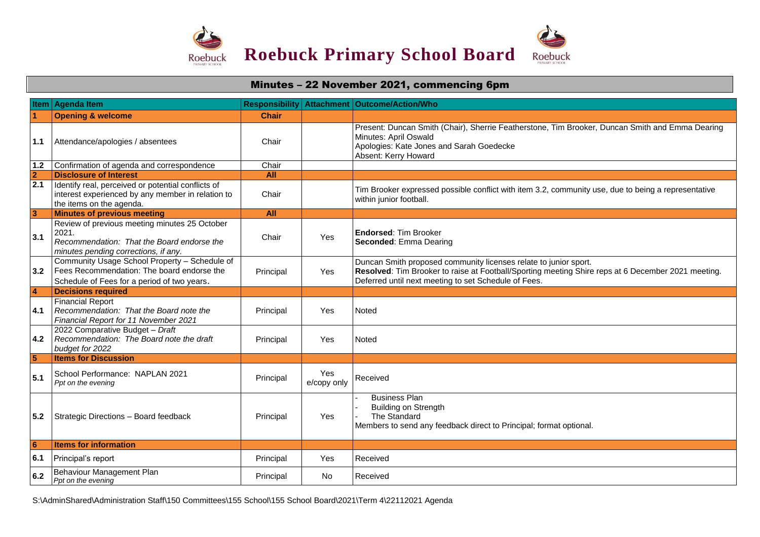# Roebuck Primary School Board

## Minutes – 22 November 2021, commencing 6pm

| Item | Agenda Item | Responsibility | Attachment | Outcome/Action/Who |
|---|---|---|---|---|
| **1** | **Opening & welcome** | **Chair** | | |
| **1.1** | Attendance/apologies / absentees | Chair | | Present: Duncan Smith (Chair), Sherrie Featherstone, Tim Brooker, Duncan Smith and Emma Dearing<br>Minutes: April Oswald<br>Apologies: Kate Jones and Sarah Goedecke<br>Absent: Kerry Howard |
| **1.2** | Confirmation of agenda and correspondence | Chair | | |
| **2** | **Disclosure of Interest** | **All** | | |
| **2.1** | Identify real, perceived or potential conflicts of interest experienced by any member in relation to the items on the agenda. | Chair | | Tim Brooker expressed possible conflict with item 3.2, community use, due to being a representative within junior football. |
| **3** | **Minutes of previous meeting** | **All** | | |
| **3.1** | Review of previous meeting minutes 25 October 2021.<br>*Recommendation: That the Board endorse the minutes pending corrections, if any.* | Chair | Yes | **Endorsed**: Tim Brooker<br>**Seconded**: Emma Dearing |
| **3.2** | Community Usage School Property – Schedule of Fees Recommendation: The board endorse the Schedule of Fees for a period of two years. | Principal | Yes | Duncan Smith proposed community licenses relate to junior sport.<br>**Resolved**: Tim Brooker to raise at Football/Sporting meeting Shire reps at 6 December 2021 meeting. Deferred until next meeting to set Schedule of Fees. |
| **4** | **Decisions required** | | | |
| **4.1** | Financial Report<br>*Recommendation: That the Board note the Financial Report for 11 November 2021* | Principal | Yes | Noted |
| **4.2** | 2022 Comparative Budget – *Draft*<br>*Recommendation: The Board note the draft budget for 2022* | Principal | Yes | Noted |
| **5** | **Items for Discussion** | | | |
| **5.1** | School Performance: NAPLAN 2021<br>*Ppt on the evening* | Principal | Yes e/copy only | Received |
| **5.2** | Strategic Directions – Board feedback | Principal | Yes | - Business Plan<br>- Building on Strength<br>- The Standard<br>Members to send any feedback direct to Principal; format optional. |
| **6** | **Items for information** | | | |
| **6.1** | Principal's report | Principal | Yes | Received |
| **6.2** | Behaviour Management Plan<br>*Ppt on the evening* | Principal | No | Received |

S:\AdminShared\Administration Staff\150 Committees\155 School\155 School Board\2021\Term 4\22112021 Agenda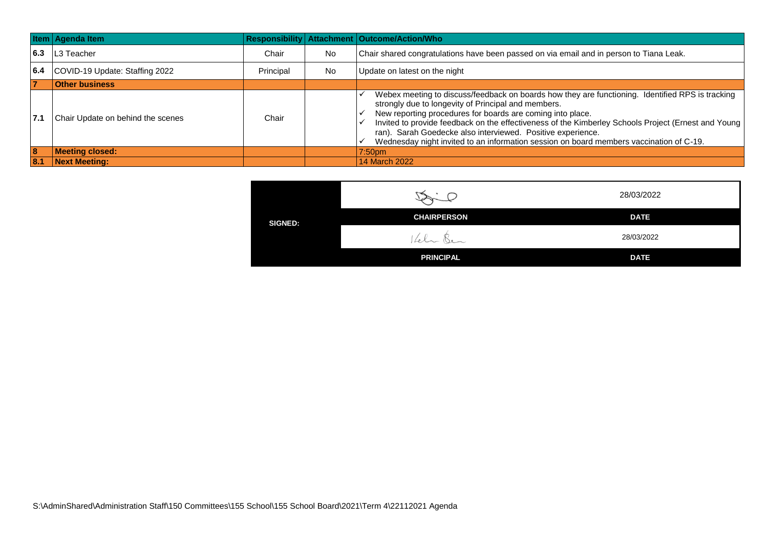| Item | Agenda Item | Responsibility | Attachment | Outcome/Action/Who |
|---|---|---|---|---|
| 6.3 | L3 Teacher | Chair | No | Chair shared congratulations have been passed on via email and in person to Tiana Leak. |
| 6.4 | COVID-19 Update: Staffing 2022 | Principal | No | Update on latest on the night |
| 7 | **Other business** | | | |
| 7.1 | Chair Update on behind the scenes | Chair | | ✓ Webex meeting to discuss/feedback on boards how they are functioning. Identified RPS is tracking strongly due to longevity of Principal and members.<br>✓ New reporting procedures for boards are coming into place.<br>✓ Invited to provide feedback on the effectiveness of the Kimberley Schools Project (Ernest and Young ran). Sarah Goedecke also interviewed. Positive experience.<br>✓ Wednesday night invited to an information session on board members vaccination of C-19. |
| 8 | **Meeting closed:** | | | 7:50pm |
| 8.1 | **Next Meeting:** | | | 14 March 2022 |

| | | |
|---|---|---|
| **SIGNED:** | [signature] | 28/03/2022 |
| | **CHAIRPERSON** | **DATE** |
| | [signature] | 28/03/2022 |
| | **PRINCIPAL** | **DATE** |

S:\AdminShared\Administration Staff\150 Committees\155 School\155 School Board\2021\Term 4\22112021 Agenda